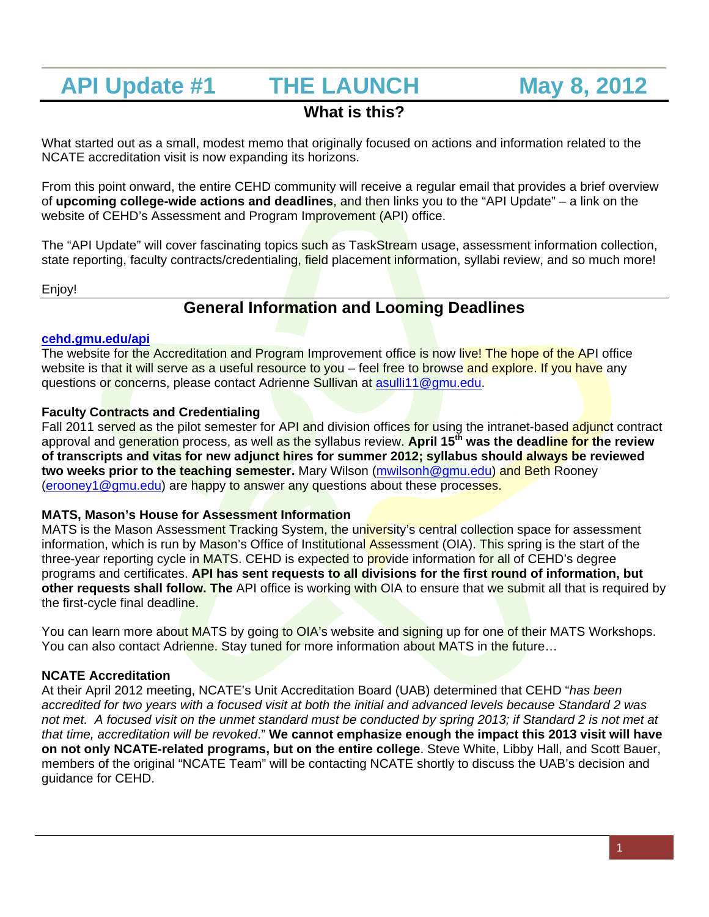# API Update #1 THE LAUNCH May 8, 2012

## What is this?

What started out as a small, modest memo that originally focused on actions and information related to the NCATE accreditation visit is now expanding its horizons.

From this point onward, the entire CEHD community will receive a regular email that provides a brief overview of **upcoming college-wide actions and deadlines**, and then links you to the "API Update" – a link on the website of CEHD's Assessment and Program Improvement (API) office.

The "API Update" will cover fascinating topics such as TaskStream usage, assessment information collection, state reporting, faculty contracts/credentialing, field placement information, syllabi review, and so much more!

Enjoy!

## General Information and Looming Deadlines

**cehd.gmu.edu/api**

The website for the Accreditation and Program Improvement office is now live! The hope of the API office website is that it will serve as a useful resource to you – feel free to browse and explore. If you have any questions or concerns, please contact Adrienne Sullivan at asulli11@gmu.edu.

**Faculty Contracts and Credentialing**

Fall 2011 served as the pilot semester for API and division offices for using the intranet-based adjunct contract approval and generation process, as well as the syllabus review. **April 15th was the deadline for the review of transcripts and vitas for new adjunct hires for summer 2012; syllabus should always be reviewed two weeks prior to the teaching semester.** Mary Wilson (mwilsonh@gmu.edu) and Beth Rooney (erooney1@gmu.edu) are happy to answer any questions about these processes.

**MATS, Mason's House for Assessment Information**

MATS is the Mason Assessment Tracking System, the university's central collection space for assessment information, which is run by Mason's Office of Institutional Assessment (OIA). This spring is the start of the three-year reporting cycle in MATS. CEHD is expected to provide information for all of CEHD's degree programs and certificates. **API has sent requests to all divisions for the first round of information, but other requests shall follow. The** API office is working with OIA to ensure that we submit all that is required by the first-cycle final deadline.

You can learn more about MATS by going to OIA's website and signing up for one of their MATS Workshops. You can also contact Adrienne. Stay tuned for more information about MATS in the future…

**NCATE Accreditation**

At their April 2012 meeting, NCATE's Unit Accreditation Board (UAB) determined that CEHD "*has been accredited for two years with a focused visit at both the initial and advanced levels because Standard 2 was not met. A focused visit on the unmet standard must be conducted by spring 2013; if Standard 2 is not met at that time, accreditation will be revoked*." **We cannot emphasize enough the impact this 2013 visit will have on not only NCATE-related programs, but on the entire college**. Steve White, Libby Hall, and Scott Bauer, members of the original "NCATE Team" will be contacting NCATE shortly to discuss the UAB's decision and guidance for CEHD.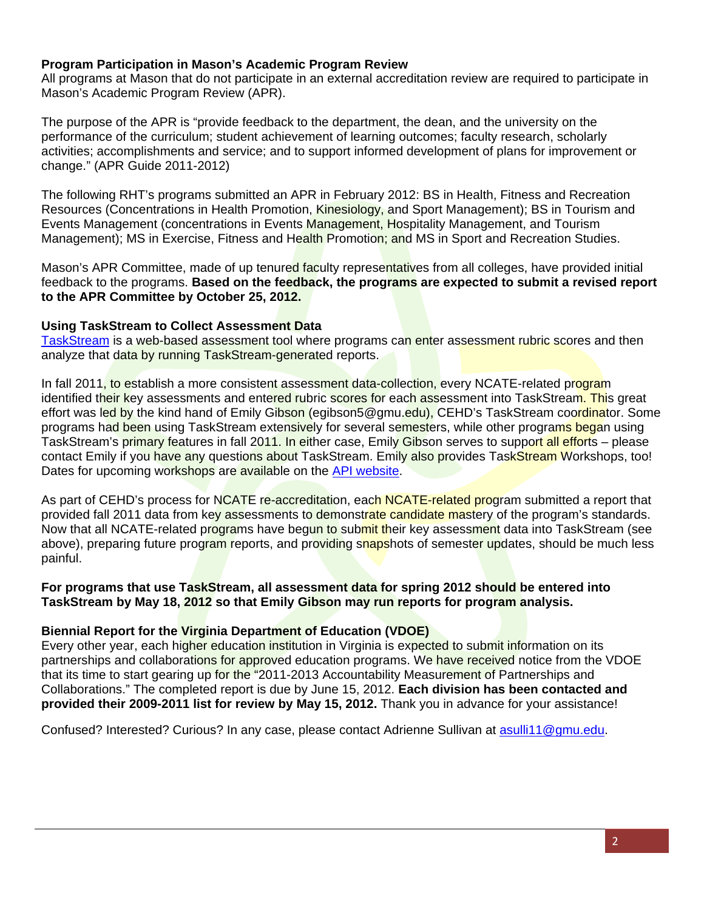**Program Participation in Mason's Academic Program Review**

All programs at Mason that do not participate in an external accreditation review are required to participate in Mason's Academic Program Review (APR).

The purpose of the APR is "provide feedback to the department, the dean, and the university on the performance of the curriculum; student achievement of learning outcomes; faculty research, scholarly activities; accomplishments and service; and to support informed development of plans for improvement or change." (APR Guide 2011-2012)

The following RHT's programs submitted an APR in February 2012: BS in Health, Fitness and Recreation Resources (Concentrations in Health Promotion, Kinesiology, and Sport Management); BS in Tourism and Events Management (concentrations in Events Management, Hospitality Management, and Tourism Management); MS in Exercise, Fitness and Health Promotion; and MS in Sport and Recreation Studies.

Mason's APR Committee, made of up tenured faculty representatives from all colleges, have provided initial feedback to the programs. **Based on the feedback, the programs are expected to submit a revised report to the APR Committee by October 25, 2012.**

**Using TaskStream to Collect Assessment Data**

TaskStream is a web-based assessment tool where programs can enter assessment rubric scores and then analyze that data by running TaskStream-generated reports.

In fall 2011, to establish a more consistent assessment data-collection, every NCATE-related program identified their key assessments and entered rubric scores for each assessment into TaskStream. This great effort was led by the kind hand of Emily Gibson (egibson5@gmu.edu), CEHD's TaskStream coordinator. Some programs had been using TaskStream extensively for several semesters, while other programs began using TaskStream's primary features in fall 2011. In either case, Emily Gibson serves to support all efforts – please contact Emily if you have any questions about TaskStream. Emily also provides TaskStream Workshops, too! Dates for upcoming workshops are available on the API website.

As part of CEHD's process for NCATE re-accreditation, each NCATE-related program submitted a report that provided fall 2011 data from key assessments to demonstrate candidate mastery of the program's standards. Now that all NCATE-related programs have begun to submit their key assessment data into TaskStream (see above), preparing future program reports, and providing snapshots of semester updates, should be much less painful.

**For programs that use TaskStream, all assessment data for spring 2012 should be entered into TaskStream by May 18, 2012 so that Emily Gibson may run reports for program analysis.**

**Biennial Report for the Virginia Department of Education (VDOE)**

Every other year, each higher education institution in Virginia is expected to submit information on its partnerships and collaborations for approved education programs. We have received notice from the VDOE that its time to start gearing up for the "2011-2013 Accountability Measurement of Partnerships and Collaborations." The completed report is due by June 15, 2012. **Each division has been contacted and provided their 2009-2011 list for review by May 15, 2012.** Thank you in advance for your assistance!

Confused? Interested? Curious? In any case, please contact Adrienne Sullivan at asulli11@gmu.edu.